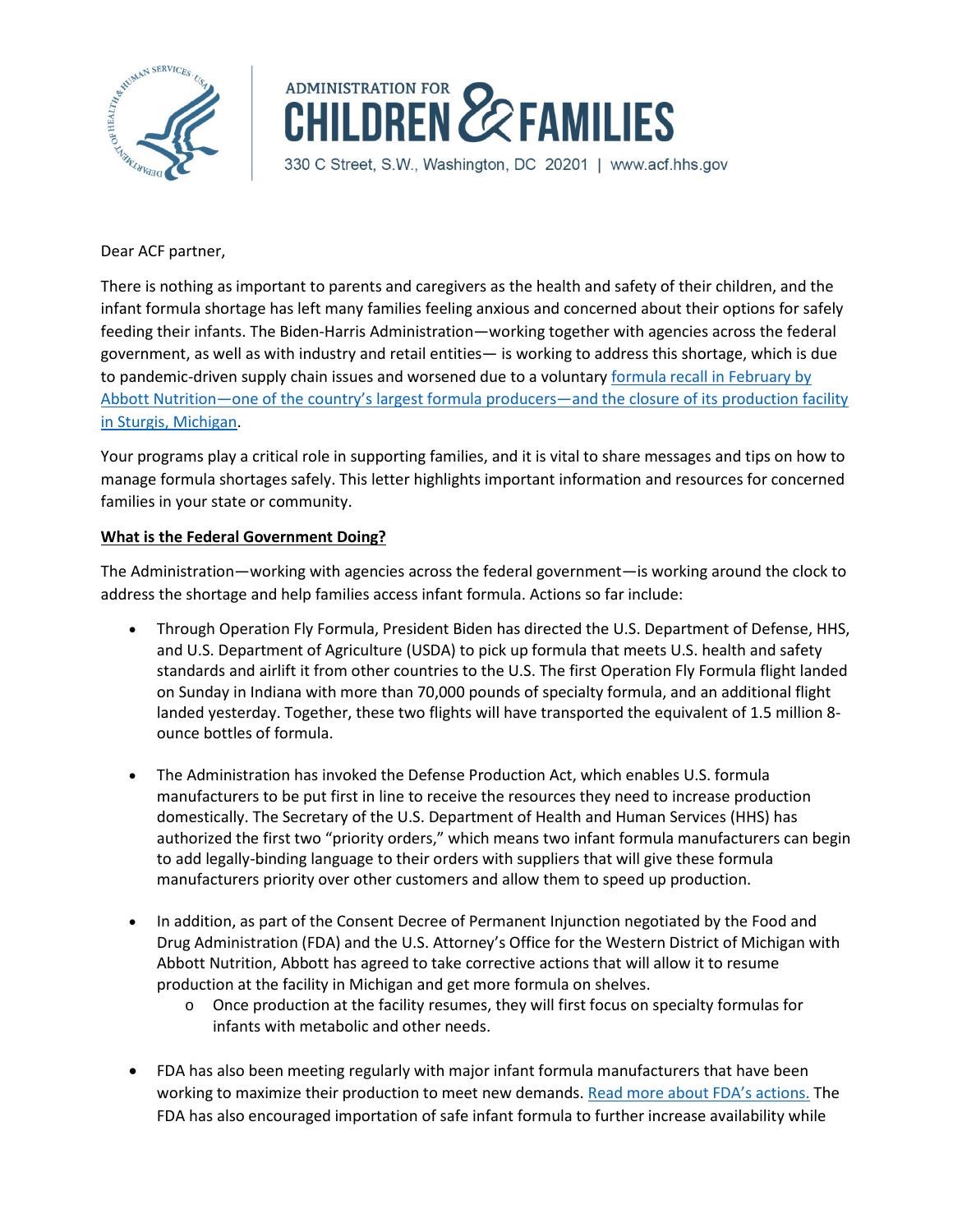ADMINISTRATION FOR CHILDREN & FAMILIES

330 C Street, S.W., Washington, DC 20201 | www.acf.hhs.gov

Dear ACF partner,

There is nothing as important to parents and caregivers as the health and safety of their children, and the infant formula shortage has left many families feeling anxious and concerned about their options for safely feeding their infants. The Biden-Harris Administration—working together with agencies across the federal government, as well as with industry and retail entities— is working to address this shortage, which is due to pandemic-driven supply chain issues and worsened due to a voluntary formula recall in February by Abbott Nutrition—one of the country's largest formula producers—and the closure of its production facility in Sturgis, Michigan.

Your programs play a critical role in supporting families, and it is vital to share messages and tips on how to manage formula shortages safely. This letter highlights important information and resources for concerned families in your state or community.

**What is the Federal Government Doing?**

The Administration—working with agencies across the federal government—is working around the clock to address the shortage and help families access infant formula. Actions so far include:

- Through Operation Fly Formula, President Biden has directed the U.S. Department of Defense, HHS, and U.S. Department of Agriculture (USDA) to pick up formula that meets U.S. health and safety standards and airlift it from other countries to the U.S. The first Operation Fly Formula flight landed on Sunday in Indiana with more than 70,000 pounds of specialty formula, and an additional flight landed yesterday. Together, these two flights will have transported the equivalent of 1.5 million 8-ounce bottles of formula.

- The Administration has invoked the Defense Production Act, which enables U.S. formula manufacturers to be put first in line to receive the resources they need to increase production domestically. The Secretary of the U.S. Department of Health and Human Services (HHS) has authorized the first two "priority orders," which means two infant formula manufacturers can begin to add legally-binding language to their orders with suppliers that will give these formula manufacturers priority over other customers and allow them to speed up production.

- In addition, as part of the Consent Decree of Permanent Injunction negotiated by the Food and Drug Administration (FDA) and the U.S. Attorney's Office for the Western District of Michigan with Abbott Nutrition, Abbott has agreed to take corrective actions that will allow it to resume production at the facility in Michigan and get more formula on shelves.
  - Once production at the facility resumes, they will first focus on specialty formulas for infants with metabolic and other needs.

- FDA has also been meeting regularly with major infant formula manufacturers that have been working to maximize their production to meet new demands. Read more about FDA's actions. The FDA has also encouraged importation of safe infant formula to further increase availability while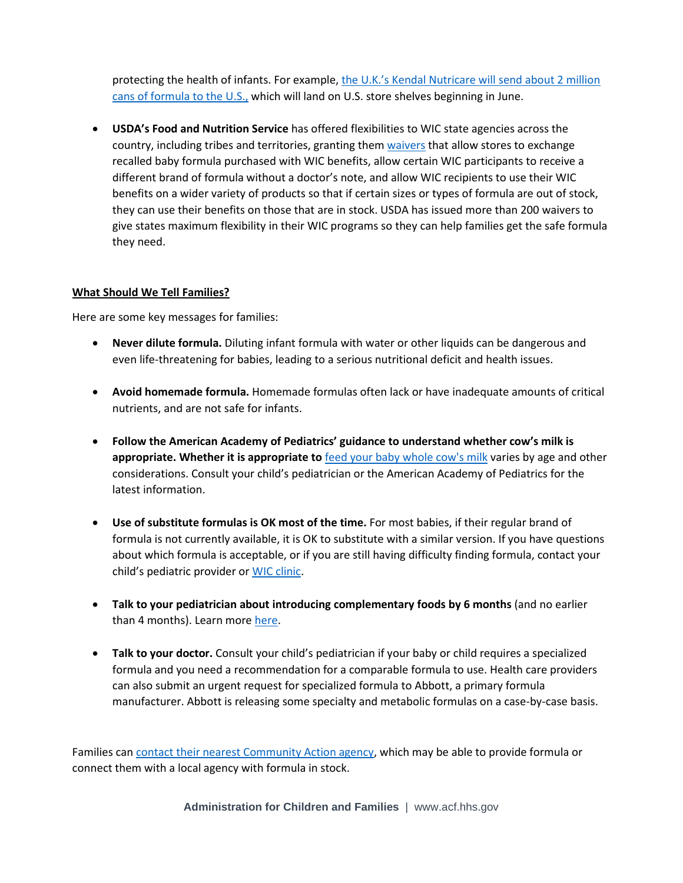protecting the health of infants. For example, the U.K.'s Kendal Nutricare will send about 2 million cans of formula to the U.S., which will land on U.S. store shelves beginning in June.

- **USDA's Food and Nutrition Service** has offered flexibilities to WIC state agencies across the country, including tribes and territories, granting them waivers that allow stores to exchange recalled baby formula purchased with WIC benefits, allow certain WIC participants to receive a different brand of formula without a doctor's note, and allow WIC recipients to use their WIC benefits on a wider variety of products so that if certain sizes or types of formula are out of stock, they can use their benefits on those that are in stock. USDA has issued more than 200 waivers to give states maximum flexibility in their WIC programs so they can help families get the safe formula they need.

## What Should We Tell Families?

Here are some key messages for families:

- **Never dilute formula.** Diluting infant formula with water or other liquids can be dangerous and even life-threatening for babies, leading to a serious nutritional deficit and health issues.

- **Avoid homemade formula.** Homemade formulas often lack or have inadequate amounts of critical nutrients, and are not safe for infants.

- **Follow the American Academy of Pediatrics' guidance to understand whether cow's milk is appropriate. Whether it is appropriate to** feed your baby whole cow's milk varies by age and other considerations. Consult your child's pediatrician or the American Academy of Pediatrics for the latest information.

- **Use of substitute formulas is OK most of the time.** For most babies, if their regular brand of formula is not currently available, it is OK to substitute with a similar version. If you have questions about which formula is acceptable, or if you are still having difficulty finding formula, contact your child's pediatric provider or WIC clinic.

- **Talk to your pediatrician about introducing complementary foods by 6 months** (and no earlier than 4 months). Learn more here.

- **Talk to your doctor.** Consult your child's pediatrician if your baby or child requires a specialized formula and you need a recommendation for a comparable formula to use. Health care providers can also submit an urgent request for specialized formula to Abbott, a primary formula manufacturer. Abbott is releasing some specialty and metabolic formulas on a case-by-case basis.

Families can contact their nearest Community Action agency, which may be able to provide formula or connect them with a local agency with formula in stock.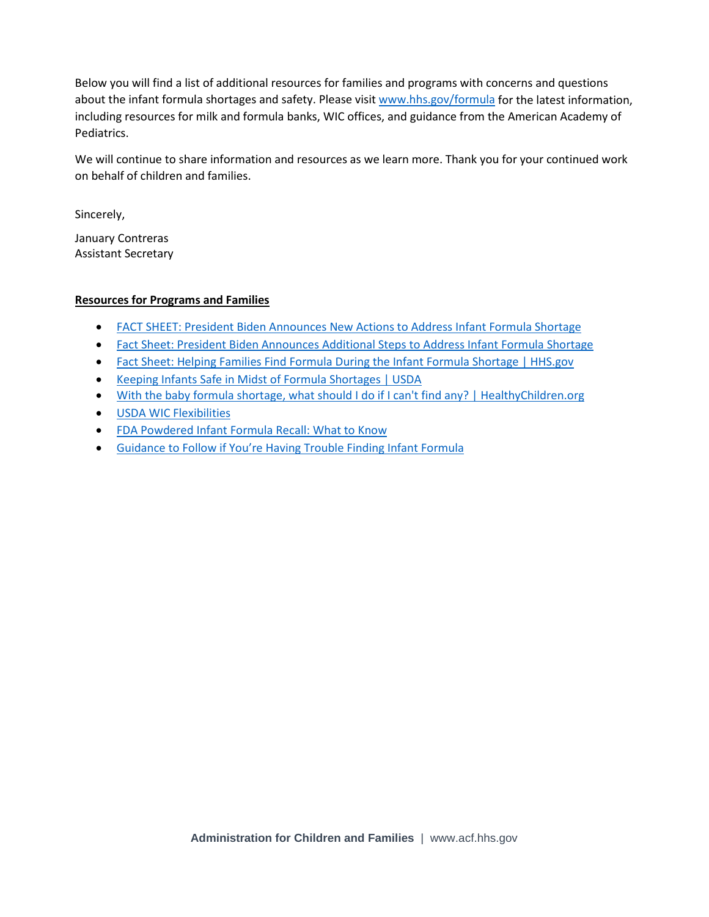Below you will find a list of additional resources for families and programs with concerns and questions about the infant formula shortages and safety. Please visit www.hhs.gov/formula for the latest information, including resources for milk and formula banks, WIC offices, and guidance from the American Academy of Pediatrics.

We will continue to share information and resources as we learn more. Thank you for your continued work on behalf of children and families.

Sincerely,

January Contreras
Assistant Secretary

**Resources for Programs and Families**

- FACT SHEET: President Biden Announces New Actions to Address Infant Formula Shortage
- Fact Sheet: President Biden Announces Additional Steps to Address Infant Formula Shortage
- Fact Sheet: Helping Families Find Formula During the Infant Formula Shortage | HHS.gov
- Keeping Infants Safe in Midst of Formula Shortages | USDA
- With the baby formula shortage, what should I do if I can't find any? | HealthyChildren.org
- USDA WIC Flexibilities
- FDA Powdered Infant Formula Recall: What to Know
- Guidance to Follow if You're Having Trouble Finding Infant Formula